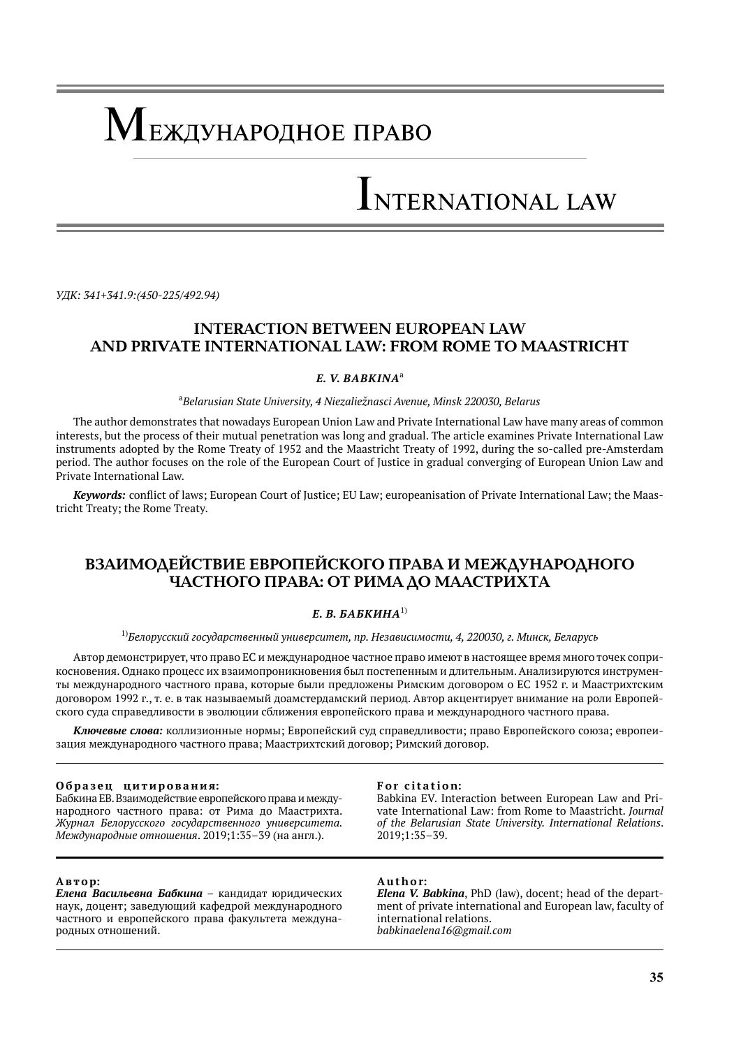# Международное право

# International law

*УДК: 341+341.9:(450-225/492.94)*

## INTERACTION BETWEEN EUROPEAN LAW AND PRIVATE INTERNATIONAL LAW: FROM ROME TO MAASTRICHT

***E. V. BABKINA***[a]

[a]*Belarusian State University, 4 Niezaliežnasci Avenue, Minsk 220030, Belarus*

The author demonstrates that nowadays European Union Law and Private International Law have many areas of common interests, but the process of their mutual penetration was long and gradual. The article examines Private International Law instruments adopted by the Rome Treaty of 1952 and the Maastricht Treaty of 1992, during the so-called pre-Amsterdam period. The author focuses on the role of the European Court of Justice in gradual converging of European Union Law and Private International Law.

***Keywords:*** conflict of laws; European Court of Justice; EU Law; europeanisation of Private International Law; the Maastricht Treaty; the Rome Treaty.

## ВЗАИМОДЕЙСТВИЕ ЕВРОПЕЙСКОГО ПРАВА И МЕЖДУНАРОДНОГО ЧАСТНОГО ПРАВА: ОТ РИМА ДО МААСТРИХТА

***Е. В. БАБКИНА***[1)]

[1)]*Белорусский государственный университет, пр. Независимости, 4, 220030, г. Минск, Беларусь*

Автор демонстрирует, что право ЕС и международное частное право имеют в настоящее время много точек соприкосновения. Однако процесс их взаимопроникновения был постепенным и длительным. Анализируются инструменты международного частного права, которые были предложены Римским договором о ЕС 1952 г. и Маастрихтским договором 1992 г., т. е. в так называемый доамстердамский период. Автор акцентирует внимание на роли Европейского суда справедливости в эволюции сближения европейского права и международного частного права.

***Ключевые слова:*** коллизионные нормы; Европейский суд справедливости; право Европейского союза; европеизация международного частного права; Маастрихтский договор; Римский договор.

**Образец цитирования:**
Бабкина ЕВ. Взаимодействие европейского права и международного частного права: от Рима до Маастрихта. *Журнал Белорусского государственного университета. Международные отношения*. 2019;1:35–39 (на англ.).

**For citation:**
Babkina EV. Interaction between European Law and Private International Law: from Rome to Maastricht. *Journal of the Belarusian State University. International Relations*. 2019;1:35–39.

**Автор:**
***Елена Васильевна Бабкина*** – кандидат юридических наук, доцент; заведующий кафедрой международного частного и европейского права факультета международных отношений.

**Author:**
***Elena V. Babkina***, PhD (law), docent; head of the department of private international and European law, faculty of international relations.
*babkinaelena16@gmail.com*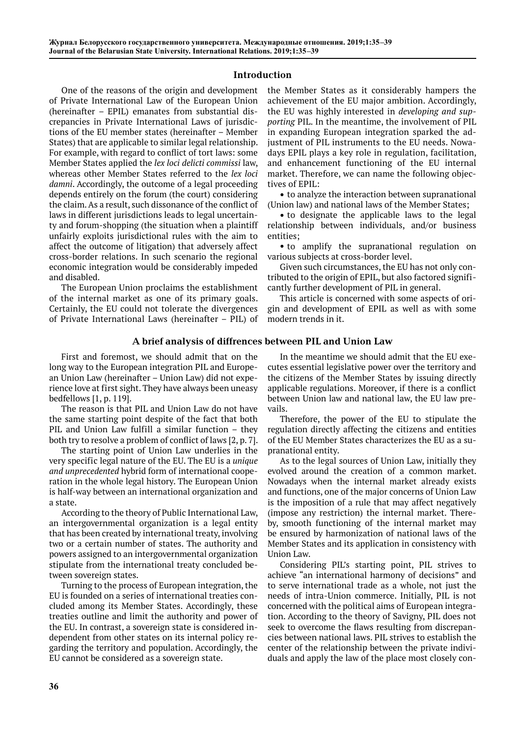## Introduction

One of the reasons of the origin and development of Private International Law of the European Union (hereinafter – EPIL) emanates from substantial discrepancies in Private International Laws of jurisdictions of the EU member states (hereinafter – Member States) that are applicable to similar legal relationship. For example, with regard to conflict of tort laws: some Member States applied the *lex loci delicti commissi* law, whereas other Member States referred to the *lex loci damni*. Accordingly, the outcome of a legal proceeding depends entirely on the forum (the court) considering the claim. As a result, such dissonance of the conflict of laws in different jurisdictions leads to legal uncertainty and forum-shopping (the situation when a plaintiff unfairly exploits jurisdictional rules with the aim to affect the outcome of litigation) that adversely affect cross-border relations. In such scenario the regional economic integration would be considerably impeded and disabled.

The European Union proclaims the establishment of the internal market as one of its primary goals. Certainly, the EU could not tolerate the divergences of Private International Laws (hereinafter – PIL) of the Member States as it considerably hampers the achievement of the EU major ambition. Accordingly, the EU was highly interested in *developing and supporting* PIL. In the meantime, the involvement of PIL in expanding European integration sparked the adjustment of PIL instruments to the EU needs. Nowadays EPIL plays a key role in regulation, facilitation, and enhancement functioning of the EU internal market. Therefore, we can name the following objectives of EPIL:

- to analyze the interaction between supranational (Union law) and national laws of the Member States;
- to designate the applicable laws to the legal relationship between individuals, and/or business entities;
- to amplify the supranational regulation on various subjects at cross-border level.

Given such circumstances, the EU has not only contributed to the origin of EPIL, but also factored significantly further development of PIL in general.

This article is concerned with some aspects of origin and development of EPIL as well as with some modern trends in it.

## A brief analysis of diffrences between PIL and Union Law

First and foremost, we should admit that on the long way to the European integration PIL and European Union Law (hereinafter – Union Law) did not experience love at first sight. They have always been uneasy bedfellows [1, p. 119].

The reason is that PIL and Union Law do not have the same starting point despite of the fact that both PIL and Union Law fulfill a similar function – they both try to resolve a problem of conflict of laws [2, p. 7].

The starting point of Union Law underlies in the very specific legal nature of the EU. The EU is a *unique and unprecedented* hybrid form of international cooperation in the whole legal history. The European Union is half-way between an international organization and a state.

According to the theory of Public International Law, an intergovernmental organization is a legal entity that has been created by international treaty, involving two or a certain number of states. The authority and powers assigned to an intergovernmental organization stipulate from the international treaty concluded between sovereign states.

Turning to the process of European integration, the EU is founded on a series of international treaties concluded among its Member States. Accordingly, these treaties outline and limit the authority and power of the EU. In contrast, a sovereign state is considered independent from other states on its internal policy regarding the territory and population. Accordingly, the EU cannot be considered as a sovereign state.

In the meantime we should admit that the EU executes essential legislative power over the territory and the citizens of the Member States by issuing directly applicable regulations. Moreover, if there is a conflict between Union law and national law, the EU law prevails.

Therefore, the power of the EU to stipulate the regulation directly affecting the citizens and entities of the EU Member States characterizes the EU as a supranational entity.

As to the legal sources of Union Law, initially they evolved around the creation of a common market. Nowadays when the internal market already exists and functions, one of the major concerns of Union Law is the imposition of a rule that may affect negatively (impose any restriction) the internal market. Thereby, smooth functioning of the internal market may be ensured by harmonization of national laws of the Member States and its application in consistency with Union Law.

Considering PIL's starting point, PIL strives to achieve "an international harmony of decisions" and to serve international trade as a whole, not just the needs of intra-Union commerce. Initially, PIL is not concerned with the political aims of European integration. According to the theory of Savigny, PIL does not seek to overcome the flaws resulting from discrepancies between national laws. PIL strives to establish the center of the relationship between the private individuals and apply the law of the place most closely con-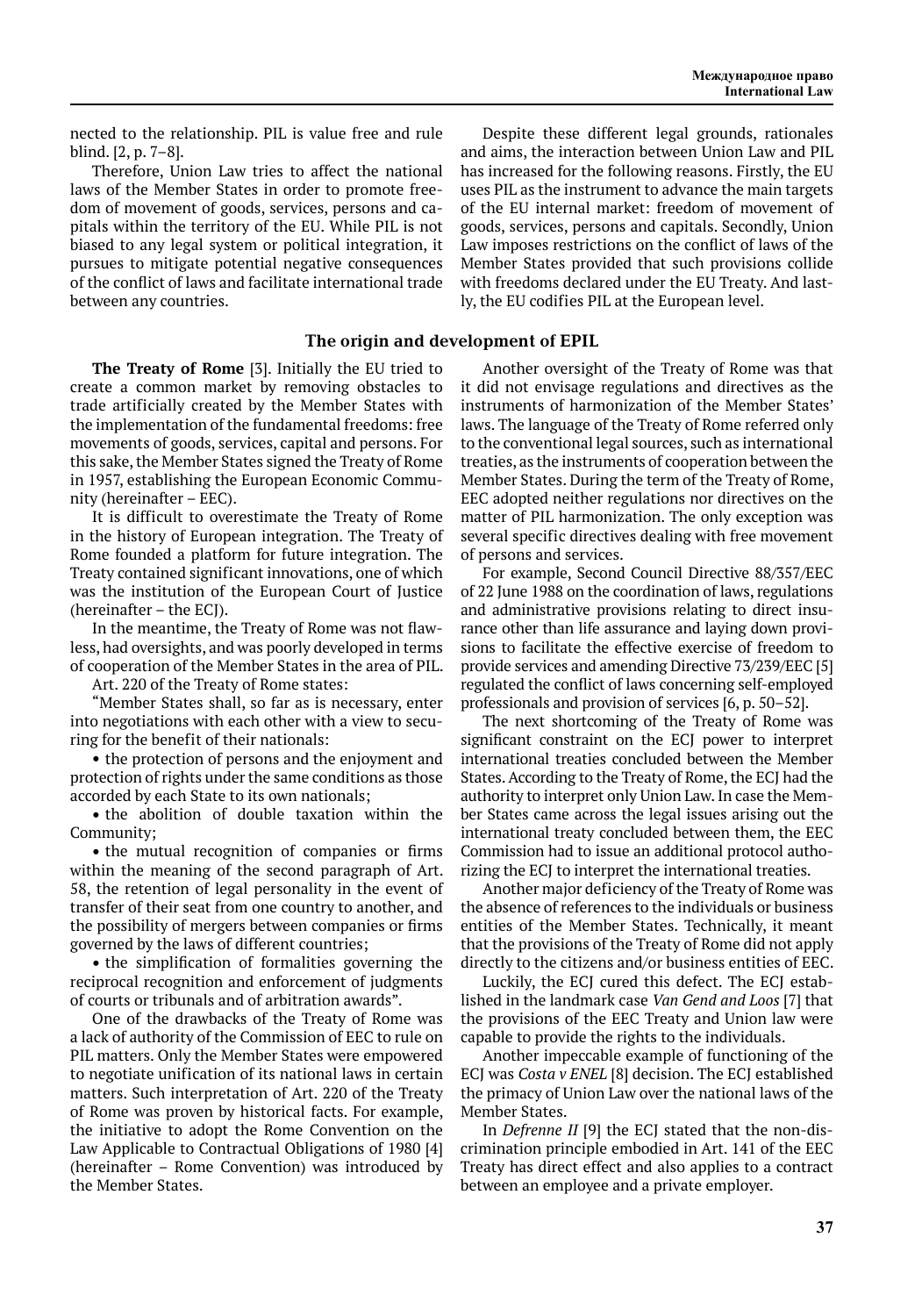nected to the relationship. PIL is value free and rule blind. [2, p. 7–8].

Therefore, Union Law tries to affect the national laws of the Member States in order to promote freedom of movement of goods, services, persons and capitals within the territory of the EU. While PIL is not biased to any legal system or political integration, it pursues to mitigate potential negative consequences of the conflict of laws and facilitate international trade between any countries.

Despite these different legal grounds, rationales and aims, the interaction between Union Law and PIL has increased for the following reasons. Firstly, the EU uses PIL as the instrument to advance the main targets of the EU internal market: freedom of movement of goods, services, persons and capitals. Secondly, Union Law imposes restrictions on the conflict of laws of the Member States provided that such provisions collide with freedoms declared under the EU Treaty. And lastly, the EU codifies PIL at the European level.

## The origin and development of EPIL

**The Treaty of Rome** [3]. Initially the EU tried to create a common market by removing obstacles to trade artificially created by the Member States with the implementation of the fundamental freedoms: free movements of goods, services, capital and persons. For this sake, the Member States signed the Treaty of Rome in 1957, establishing the European Economic Community (hereinafter – EEC).

It is difficult to overestimate the Treaty of Rome in the history of European integration. The Treaty of Rome founded a platform for future integration. The Treaty contained significant innovations, one of which was the institution of the European Court of Justice (hereinafter – the ECJ).

In the meantime, the Treaty of Rome was not flawless, had oversights, and was poorly developed in terms of cooperation of the Member States in the area of PIL.

Art. 220 of the Treaty of Rome states:

"Member States shall, so far as is necessary, enter into negotiations with each other with a view to securing for the benefit of their nationals:

- the protection of persons and the enjoyment and protection of rights under the same conditions as those accorded by each State to its own nationals;
- the abolition of double taxation within the Community;
- the mutual recognition of companies or firms within the meaning of the second paragraph of Art. 58, the retention of legal personality in the event of transfer of their seat from one country to another, and the possibility of mergers between companies or firms governed by the laws of different countries;
- the simplification of formalities governing the reciprocal recognition and enforcement of judgments of courts or tribunals and of arbitration awards".

One of the drawbacks of the Treaty of Rome was a lack of authority of the Commission of EEC to rule on PIL matters. Only the Member States were empowered to negotiate unification of its national laws in certain matters. Such interpretation of Art. 220 of the Treaty of Rome was proven by historical facts. For example, the initiative to adopt the Rome Convention on the Law Applicable to Contractual Obligations of 1980 [4] (hereinafter – Rome Convention) was introduced by the Member States.

Another oversight of the Treaty of Rome was that it did not envisage regulations and directives as the instruments of harmonization of the Member States' laws. The language of the Treaty of Rome referred only to the conventional legal sources, such as international treaties, as the instruments of cooperation between the Member States. During the term of the Treaty of Rome, EEC adopted neither regulations nor directives on the matter of PIL harmonization. The only exception was several specific directives dealing with free movement of persons and services.

For example, Second Council Directive 88/357/EEC of 22 June 1988 on the coordination of laws, regulations and administrative provisions relating to direct insurance other than life assurance and laying down provisions to facilitate the effective exercise of freedom to provide services and amending Directive 73/239/EEC [5] regulated the conflict of laws concerning self-employed professionals and provision of services [6, p. 50–52].

The next shortcoming of the Treaty of Rome was significant constraint on the ECJ power to interpret international treaties concluded between the Member States. According to the Treaty of Rome, the ECJ had the authority to interpret only Union Law. In case the Member States came across the legal issues arising out the international treaty concluded between them, the EEC Commission had to issue an additional protocol authorizing the ECJ to interpret the international treaties.

Another major deficiency of the Treaty of Rome was the absence of references to the individuals or business entities of the Member States. Technically, it meant that the provisions of the Treaty of Rome did not apply directly to the citizens and/or business entities of EEC.

Luckily, the ECJ cured this defect. The ECJ established in the landmark case *Van Gend and Loos* [7] that the provisions of the EEC Treaty and Union law were capable to provide the rights to the individuals.

Another impeccable example of functioning of the ECJ was *Costa v ENEL* [8] decision. The ECJ established the primacy of Union Law over the national laws of the Member States.

In *Defrenne II* [9] the ECJ stated that the non-discrimination principle embodied in Art. 141 of the EEC Treaty has direct effect and also applies to a contract between an employee and a private employer.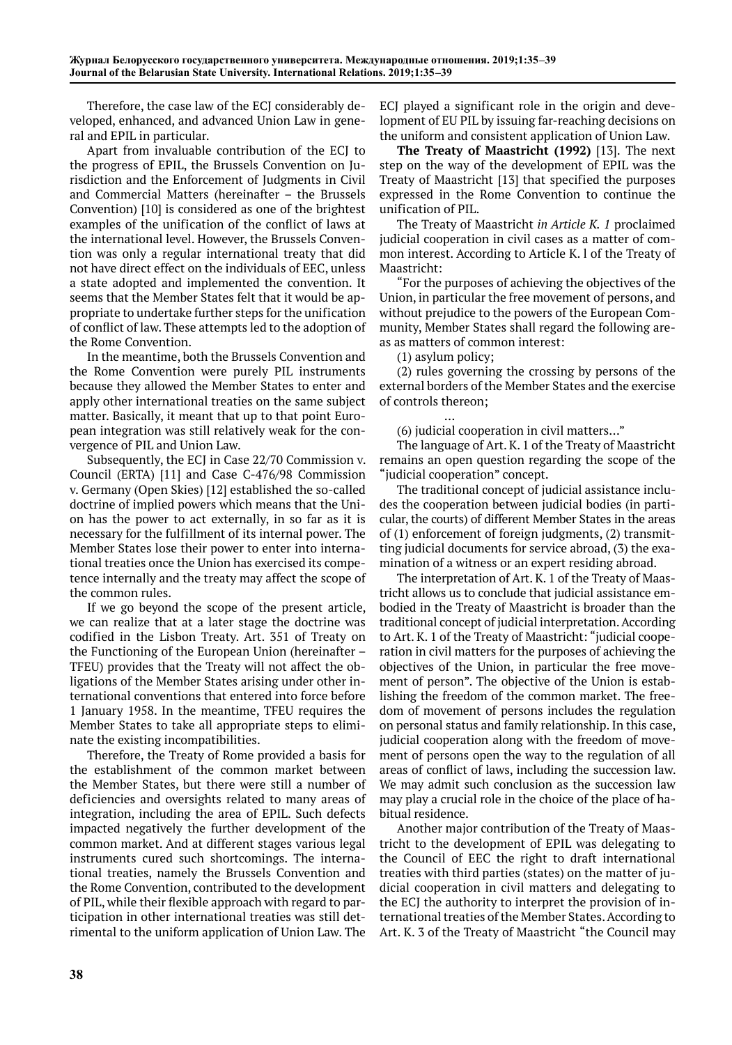Therefore, the case law of the ECJ considerably developed, enhanced, and advanced Union Law in general and EPIL in particular.

Apart from invaluable contribution of the ECJ to the progress of EPIL, the Brussels Convention on Jurisdiction and the Enforcement of Judgments in Civil and Commercial Matters (hereinafter – the Brussels Convention) [10] is considered as one of the brightest examples of the unification of the conflict of laws at the international level. However, the Brussels Convention was only a regular international treaty that did not have direct effect on the individuals of EEC, unless a state adopted and implemented the convention. It seems that the Member States felt that it would be appropriate to undertake further steps for the unification of conflict of law. These attempts led to the adoption of the Rome Convention.

In the meantime, both the Brussels Convention and the Rome Convention were purely PIL instruments because they allowed the Member States to enter and apply other international treaties on the same subject matter. Basically, it meant that up to that point European integration was still relatively weak for the convergence of PIL and Union Law.

Subsequently, the ECJ in Case 22/70 Commission v. Council (ERTA) [11] and Case C-476/98 Commission v. Germany (Open Skies) [12] established the so-called doctrine of implied powers which means that the Union has the power to act externally, in so far as it is necessary for the fulfillment of its internal power. The Member States lose their power to enter into international treaties once the Union has exercised its competence internally and the treaty may affect the scope of the common rules.

If we go beyond the scope of the present article, we can realize that at a later stage the doctrine was codified in the Lisbon Treaty. Art. 351 of Treaty on the Functioning of the European Union (hereinafter – TFEU) provides that the Treaty will not affect the obligations of the Member States arising under other international conventions that entered into force before 1 January 1958. In the meantime, TFEU requires the Member States to take all appropriate steps to eliminate the existing incompatibilities.

Therefore, the Treaty of Rome provided a basis for the establishment of the common market between the Member States, but there were still a number of deficiencies and oversights related to many areas of integration, including the area of EPIL. Such defects impacted negatively the further development of the common market. And at different stages various legal instruments cured such shortcomings. The international treaties, namely the Brussels Convention and the Rome Convention, contributed to the development of PIL, while their flexible approach with regard to participation in other international treaties was still detrimental to the uniform application of Union Law. The ECJ played a significant role in the origin and development of EU PIL by issuing far-reaching decisions on the uniform and consistent application of Union Law.

**The Treaty of Maastricht (1992)** [13]. The next step on the way of the development of EPIL was the Treaty of Maastricht [13] that specified the purposes expressed in the Rome Convention to continue the unification of PIL.

The Treaty of Maastricht *in Article K. 1* proclaimed judicial cooperation in civil cases as a matter of common interest. According to Article K. l of the Treaty of Maastricht:

"For the purposes of achieving the objectives of the Union, in particular the free movement of persons, and without prejudice to the powers of the European Community, Member States shall regard the following areas as matters of common interest:

(1) asylum policy;

(2) rules governing the crossing by persons of the external borders of the Member States and the exercise of controls thereon;

…

(6) judicial cooperation in civil matters…"

The language of Art. K. 1 of the Treaty of Maastricht remains an open question regarding the scope of the "judicial cooperation" concept.

The traditional concept of judicial assistance includes the cooperation between judicial bodies (in particular, the courts) of different Member States in the areas of (1) enforcement of foreign judgments, (2) transmitting judicial documents for service abroad, (3) the examination of a witness or an expert residing abroad.

The interpretation of Art. K. 1 of the Treaty of Maastricht allows us to conclude that judicial assistance embodied in the Treaty of Maastricht is broader than the traditional concept of judicial interpretation. According to Art. K. 1 of the Treaty of Maastricht: "judicial cooperation in civil matters for the purposes of achieving the objectives of the Union, in particular the free movement of person". The objective of the Union is establishing the freedom of the common market. The freedom of movement of persons includes the regulation on personal status and family relationship. In this case, judicial cooperation along with the freedom of movement of persons open the way to the regulation of all areas of conflict of laws, including the succession law. We may admit such conclusion as the succession law may play a crucial role in the choice of the place of habitual residence.

Another major contribution of the Treaty of Maastricht to the development of EPIL was delegating to the Council of EEC the right to draft international treaties with third parties (states) on the matter of judicial cooperation in civil matters and delegating to the ECJ the authority to interpret the provision of international treaties of the Member States. According to Art. K. 3 of the Treaty of Maastricht "the Council may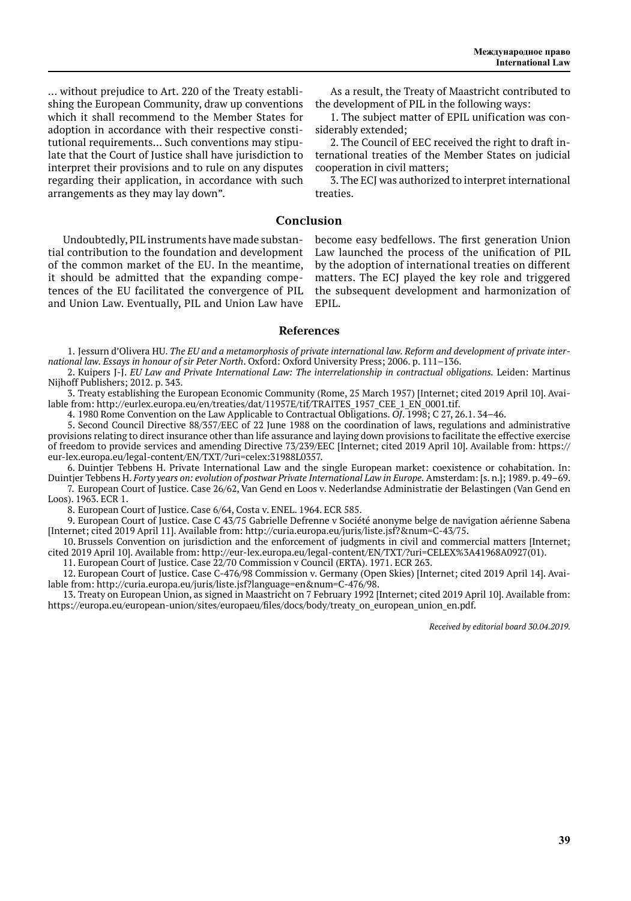… without prejudice to Art. 220 of the Treaty establishing the European Community, draw up conventions which it shall recommend to the Member States for adoption in accordance with their respective constitutional requirements… Such conventions may stipulate that the Court of Justice shall have jurisdiction to interpret their provisions and to rule on any disputes regarding their application, in accordance with such arrangements as they may lay down".

As a result, the Treaty of Maastricht contributed to the development of PIL in the following ways:

1. The subject matter of EPIL unification was considerably extended;
2. The Council of EEC received the right to draft international treaties of the Member States on judicial cooperation in civil matters;
3. The ECJ was authorized to interpret international treaties.

## Conclusion

Undoubtedly, PIL instruments have made substantial contribution to the foundation and development of the common market of the EU. In the meantime, it should be admitted that the expanding competences of the EU facilitated the convergence of PIL and Union Law. Eventually, PIL and Union Law have become easy bedfellows. The first generation Union Law launched the process of the unification of PIL by the adoption of international treaties on different matters. The ECJ played the key role and triggered the subsequent development and harmonization of EPIL.

## References

1. Jessurn d'Olivera HU. *The EU and a metamorphosis of private international law. Reform and development of private international law. Essays in honour of sir Peter North*. Oxford: Oxford University Press; 2006. p. 111–136.
2. Kuipers J-J. *EU Law and Private International Law: The interrelationship in contractual obligations.* Leiden: Martinus Nijhoff Publishers; 2012. p. 343.
3. Treaty establishing the European Economic Community (Rome, 25 March 1957) [Internet; cited 2019 April 10]. Available from: http://eurlex.europa.eu/en/treaties/dat/11957E/tif/TRAITES_1957_CEE_1_EN_0001.tif.
4. 1980 Rome Convention on the Law Applicable to Contractual Obligations. *OJ*. 1998; C 27, 26.1. 34–46.
5. Second Council Directive 88/357/EEC of 22 June 1988 on the coordination of laws, regulations and administrative provisions relating to direct insurance other than life assurance and laying down provisions to facilitate the effective exercise of freedom to provide services and amending Directive 73/239/EEC [Internet; cited 2019 April 10]. Available from: https://eur-lex.europa.eu/legal-content/EN/TXT/?uri=celex:31988L0357.
6. Duintjer Tebbens H. Private International Law and the single European market: coexistence or cohabitation. In: Duintjer Tebbens H. *Forty years on: evolution of postwar Private International Law in Europe.* Amsterdam: [s. n.]; 1989. p. 49–69.
7. European Court of Justice. Case 26/62, Van Gend en Loos v. Nederlandse Administratie der Belastingen (Van Gend en Loos). 1963. ECR 1.
8. European Court of Justice. Case 6/64, Costa v. ENEL. 1964. ECR 585.
9. European Court of Justice. Case C 43/75 Gabrielle Defrenne v Société anonyme belge de navigation aérienne Sabena [Internet; cited 2019 April 11]. Available from: http://curia.europa.eu/juris/liste.jsf?&num=C-43/75.
10. Brussels Convention on jurisdiction and the enforcement of judgments in civil and commercial matters [Internet; cited 2019 April 10]. Available from: http://eur-lex.europa.eu/legal-content/EN/TXT/?uri=CELEX%3A41968A0927(01).
11. European Court of Justice. Case 22/70 Commission v Council (ERTA). 1971. ECR 263.
12. European Court of Justice. Case C-476/98 Commission v. Germany (Open Skies) [Internet; cited 2019 April 14]. Available from: http://curia.europa.eu/juris/liste.jsf?language=en&num=C-476/98.
13. Treaty on European Union, as signed in Maastricht on 7 February 1992 [Internet; cited 2019 April 10]. Available from: https://europa.eu/european-union/sites/europaeu/files/docs/body/treaty_on_european_union_en.pdf.

*Received by editorial board 30.04.2019.*